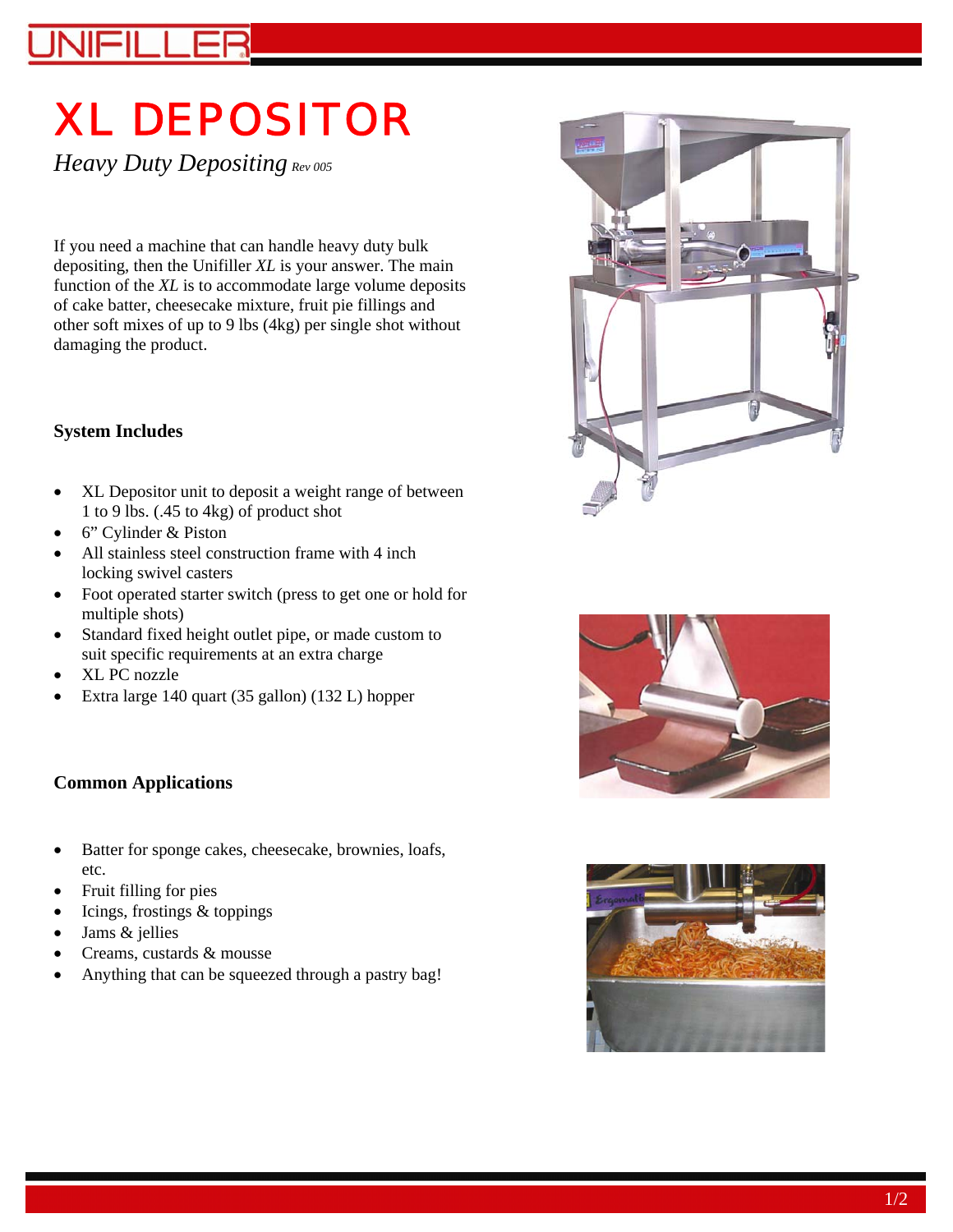# XL DEPOSITOR

*Heavy Duty Depositing* *Rev 005*

If you need a machine that can handle heavy duty bulk depositing, then the Unifiller *XL* is your answer. The main function of the *XL* is to accommodate large volume deposits of cake batter, cheesecake mixture, fruit pie fillings and other soft mixes of up to 9 lbs (4kg) per single shot without damaging the product.

## System Includes

- XL Depositor unit to deposit a weight range of between 1 to 9 lbs. (.45 to 4kg) of product shot
- 6" Cylinder & Piston
- All stainless steel construction frame with 4 inch locking swivel casters
- Foot operated starter switch (press to get one or hold for multiple shots)
- Standard fixed height outlet pipe, or made custom to suit specific requirements at an extra charge
- XL PC nozzle
- Extra large 140 quart (35 gallon) (132 L) hopper

## Common Applications

- Batter for sponge cakes, cheesecake, brownies, loafs, etc.
- Fruit filling for pies
- Icings, frostings & toppings
- Jams & jellies
- Creams, custards & mousse
- Anything that can be squeezed through a pastry bag!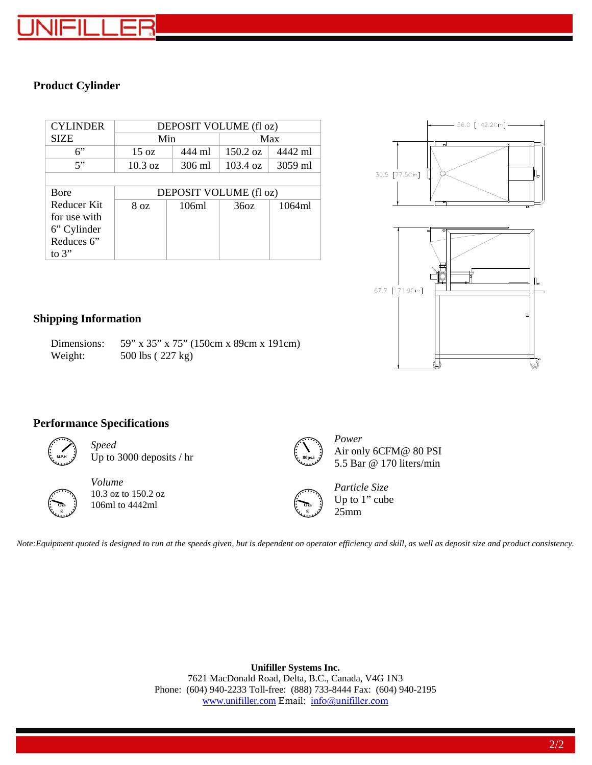## Product Cylinder

| CYLINDER SIZE | DEPOSIT VOLUME (fl oz) | | | |
|---|---|---|---|---|
| | Min | | Max | |
| 6" | 15 oz | 444 ml | 150.2 oz | 4442 ml |
| 5" | 10.3 oz | 306 ml | 103.4 oz | 3059 ml |
| | | | | |
| Bore | DEPOSIT VOLUME (fl oz) | | | |
| Reducer Kit for use with 6" Cylinder Reduces 6" to 3" | 8 oz | 106ml | 36oz | 1064ml |

56.0 [142.20cm]

30.5 [77.50cm]

67.7 [171.90cm]

## Shipping Information

Dimensions: 59" x 35" x 75" (150cm x 89cm x 191cm)
Weight: 500 lbs ( 227 kg)

## Performance Specifications

*Speed*
Up to 3000 deposits / hr

*Power*
Air only 6CFM@ 80 PSI
5.5 Bar @ 170 liters/min

*Volume*
10.3 oz to 150.2 oz
106ml to 4442ml

*Particle Size*
Up to 1" cube
25mm

*Note:Equipment quoted is designed to run at the speeds given, but is dependent on operator efficiency and skill, as well as deposit size and product consistency.*

**Unifiller Systems Inc.**
7621 MacDonald Road, Delta, B.C., Canada, V4G 1N3
Phone: (604) 940-2233 Toll-free: (888) 733-8444 Fax: (604) 940-2195
www.unifiller.com Email: info@unifiller.com